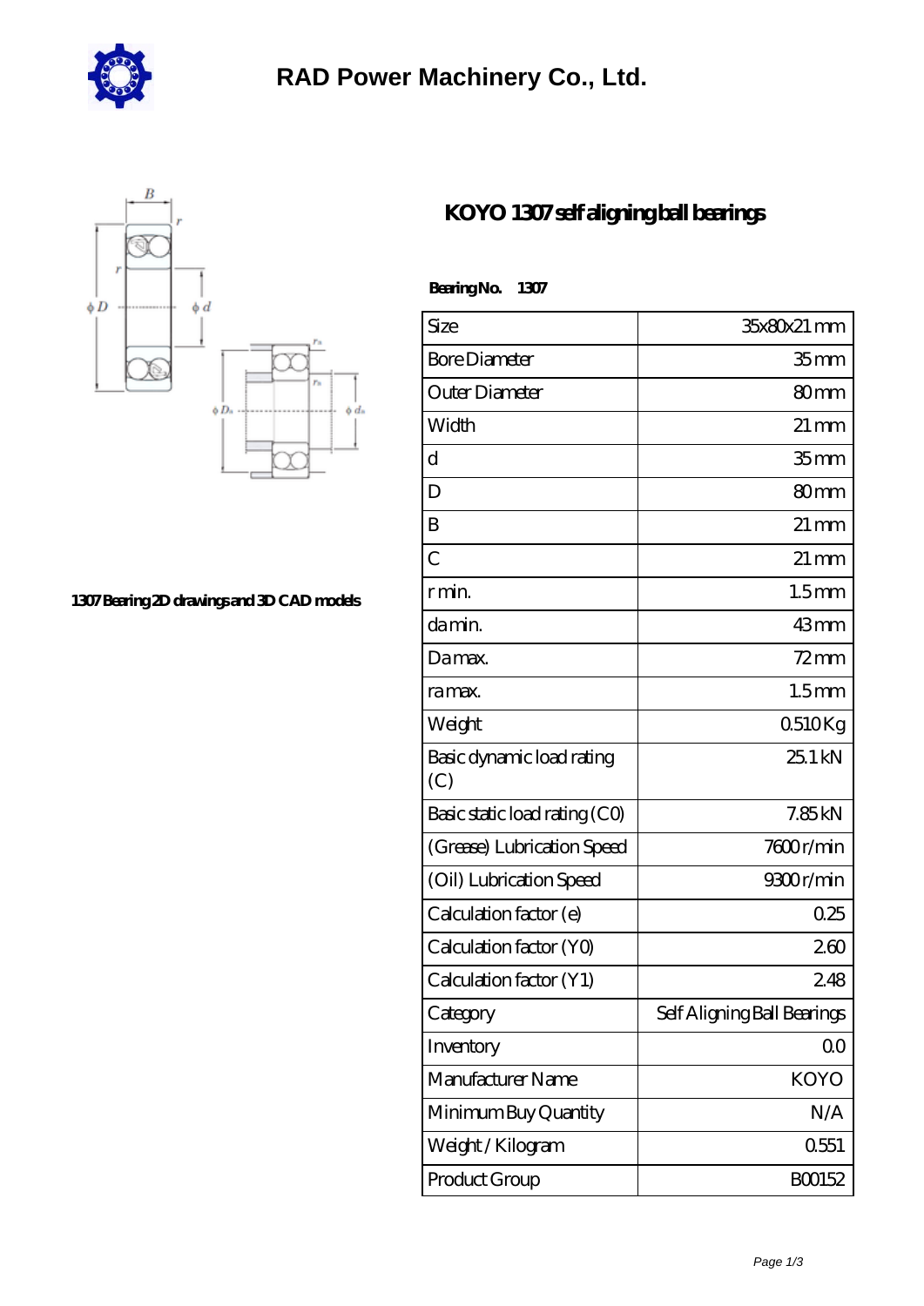# RAD Power Machinery Co., Ltd.

## KOYO 1307 self aligning ball bearings

1307 Bearing 2D drawings and 3D CAD models

**Bearing No.** 1307

| Size | 35x80x21 mm |
| --- | --- |
| Bore Diameter | 35 mm |
| Outer Diameter | 80 mm |
| Width | 21 mm |
| d | 35 mm |
| D | 80 mm |
| B | 21 mm |
| C | 21 mm |
| r min. | 1.5 mm |
| da min. | 43 mm |
| Da max. | 72 mm |
| ra max. | 1.5 mm |
| Weight | 0.510 Kg |
| Basic dynamic load rating (C) | 25.1 kN |
| Basic static load rating (C0) | 7.85 kN |
| (Grease) Lubrication Speed | 7600 r/min |
| (Oil) Lubrication Speed | 9300 r/min |
| Calculation factor (e) | 0.25 |
| Calculation factor (Y0) | 2.60 |
| Calculation factor (Y1) | 2.48 |
| Category | Self Aligning Ball Bearings |
| Inventory | 0.0 |
| Manufacturer Name | KOYO |
| Minimum Buy Quantity | N/A |
| Weight / Kilogram | 0.551 |
| Product Group | B00152 |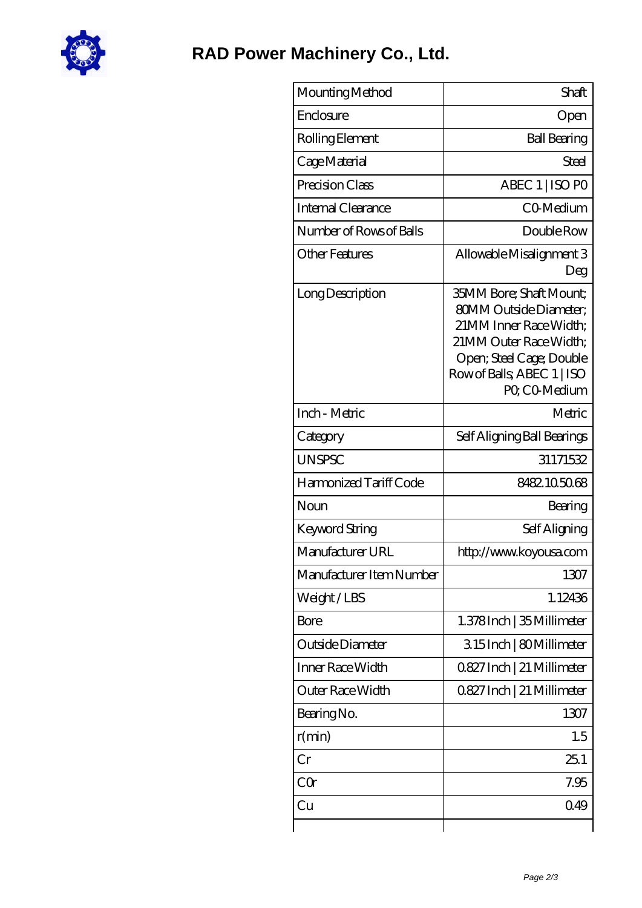# RAD Power Machinery Co., Ltd.

| Mounting Method | Shaft |
|---|---|
| Enclosure | Open |
| Rolling Element | Ball Bearing |
| Cage Material | Steel |
| Precision Class | ABEC 1 \| ISO P0 |
| Internal Clearance | C0-Medium |
| Number of Rows of Balls | Double Row |
| Other Features | Allowable Misalignment 3 Deg |
| Long Description | 35MM Bore; Shaft Mount; 80MM Outside Diameter; 21MM Inner Race Width; 21MM Outer Race Width; Open; Steel Cage; Double Row of Balls; ABEC 1 \| ISO P0; C0-Medium |
| Inch - Metric | Metric |
| Category | Self Aligning Ball Bearings |
| UNSPSC | 31171532 |
| Harmonized Tariff Code | 8482.10.50.68 |
| Noun | Bearing |
| Keyword String | Self Aligning |
| Manufacturer URL | http://www.koyousa.com |
| Manufacturer Item Number | 1307 |
| Weight / LBS | 1.12436 |
| Bore | 1.378 Inch \| 35 Millimeter |
| Outside Diameter | 3.15 Inch \| 80 Millimeter |
| Inner Race Width | 0.827 Inch \| 21 Millimeter |
| Outer Race Width | 0.827 Inch \| 21 Millimeter |
| Bearing No. | 1307 |
| r(min) | 1.5 |
| Cr | 25.1 |
| C0r | 7.95 |
| Cu | 0.49 |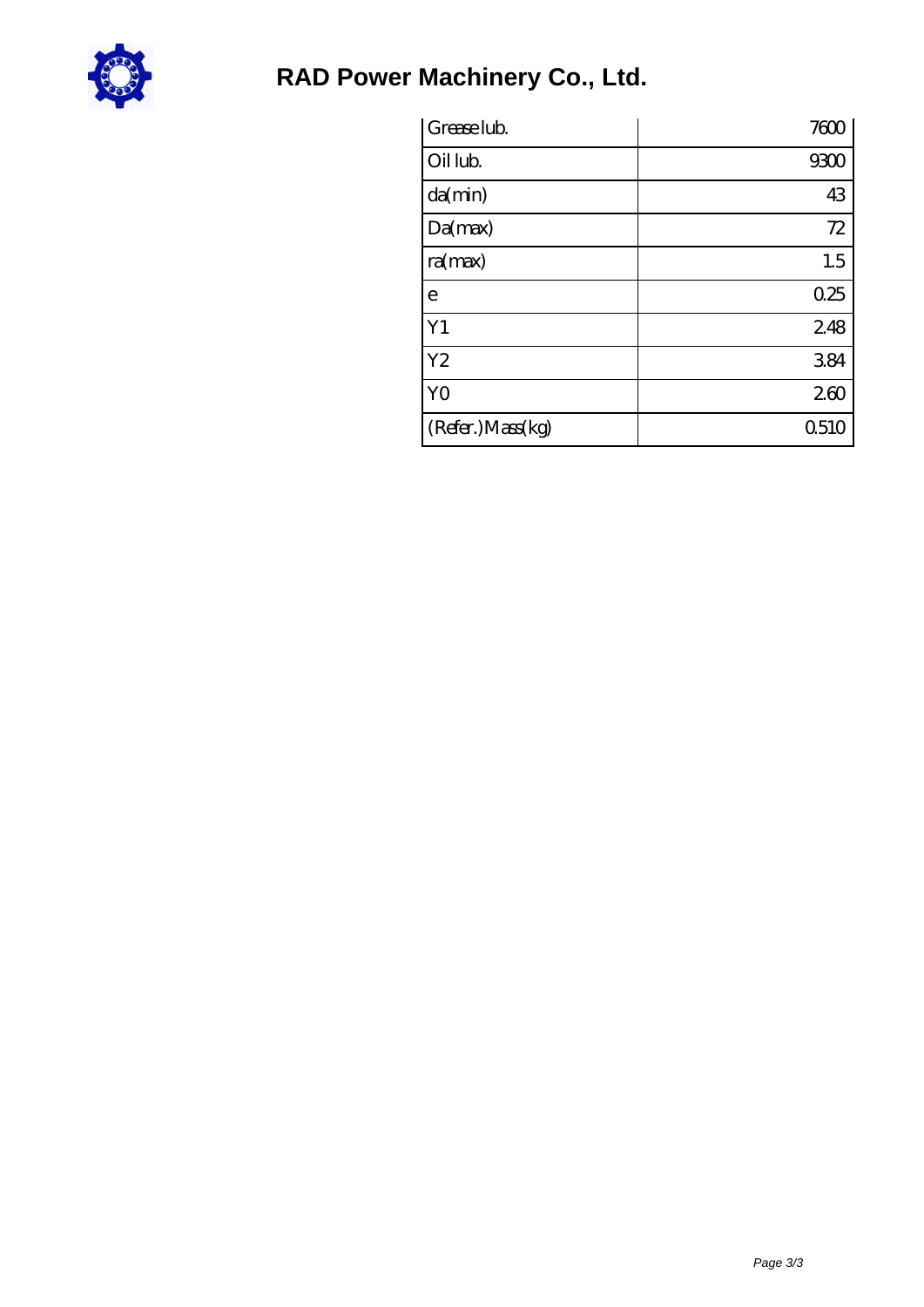# RAD Power Machinery Co., Ltd.

| | |
|---|---|
| Grease lub. | 7600 |
| Oil lub. | 9300 |
| da(min) | 43 |
| Da(max) | 72 |
| ra(max) | 1.5 |
| e | 0.25 |
| Y1 | 2.48 |
| Y2 | 3.84 |
| Y0 | 2.60 |
| (Refer.)Mass(kg) | 0.510 |